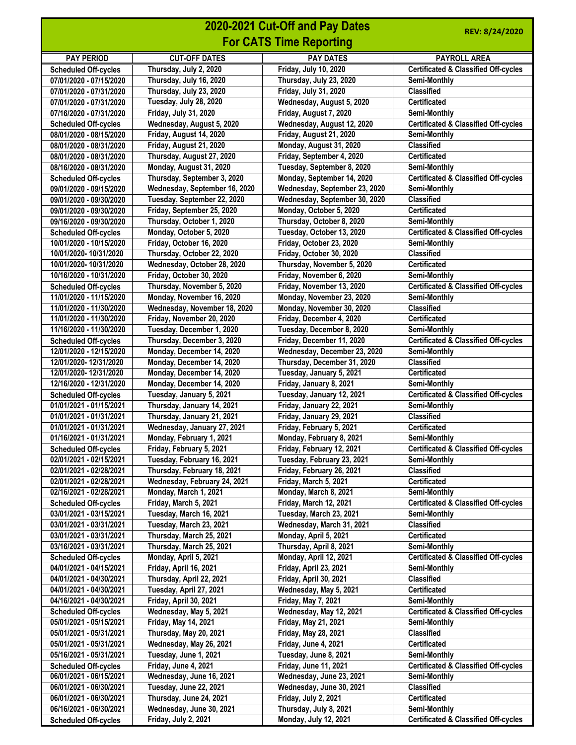# 2020-2021 Cut-Off and Pay Dates
# For CATS Time Reporting

REV: 8/24/2020

| PAY PERIOD | CUT-OFF DATES | PAY DATES | PAYROLL AREA |
|---|---|---|---|
| Scheduled Off-cycles | Thursday, July 2, 2020 | Friday, July 10, 2020 | Certificated & Classified Off-cycles |
| 07/01/2020 - 07/15/2020 | Thursday, July 16, 2020 | Thursday, July 23, 2020 | Semi-Monthly |
| 07/01/2020 - 07/31/2020 | Thursday, July 23, 2020 | Friday, July 31, 2020 | Classified |
| 07/01/2020 - 07/31/2020 | Tuesday, July 28, 2020 | Wednesday, August 5, 2020 | Certificated |
| 07/16/2020 - 07/31/2020 | Friday, July 31, 2020 | Friday, August 7, 2020 | Semi-Monthly |
| Scheduled Off-cycles | Wednesday, August 5, 2020 | Wednesday, August 12, 2020 | Certificated & Classified Off-cycles |
| 08/01/2020 - 08/15/2020 | Friday, August 14, 2020 | Friday, August 21, 2020 | Semi-Monthly |
| 08/01/2020 - 08/31/2020 | Friday, August 21, 2020 | Monday, August 31, 2020 | Classified |
| 08/01/2020 - 08/31/2020 | Thursday, August 27, 2020 | Friday, September 4, 2020 | Certificated |
| 08/16/2020 - 08/31/2020 | Monday, August 31, 2020 | Tuesday, September 8, 2020 | Semi-Monthly |
| Scheduled Off-cycles | Thursday, September 3, 2020 | Monday, September 14, 2020 | Certificated & Classified Off-cycles |
| 09/01/2020 - 09/15/2020 | Wednesday, September 16, 2020 | Wednesday, September 23, 2020 | Semi-Monthly |
| 09/01/2020 - 09/30/2020 | Tuesday, September 22, 2020 | Wednesday, September 30, 2020 | Classified |
| 09/01/2020 - 09/30/2020 | Friday, September 25, 2020 | Monday, October 5, 2020 | Certificated |
| 09/16/2020 - 09/30/2020 | Thursday, October 1, 2020 | Thursday, October 8, 2020 | Semi-Monthly |
| Scheduled Off-cycles | Monday, October 5, 2020 | Tuesday, October 13, 2020 | Certificated & Classified Off-cycles |
| 10/01/2020 - 10/15/2020 | Friday, October 16, 2020 | Friday, October 23, 2020 | Semi-Monthly |
| 10/01/2020- 10/31/2020 | Thursday, October 22, 2020 | Friday, October 30, 2020 | Classified |
| 10/01/2020- 10/31/2020 | Wednesday, October 28, 2020 | Thursday, November 5, 2020 | Certificated |
| 10/16/2020 - 10/31/2020 | Friday, October 30, 2020 | Friday, November 6, 2020 | Semi-Monthly |
| Scheduled Off-cycles | Thursday, November 5, 2020 | Friday, November 13, 2020 | Certificated & Classified Off-cycles |
| 11/01/2020 - 11/15/2020 | Monday, November 16, 2020 | Monday, November 23, 2020 | Semi-Monthly |
| 11/01/2020 - 11/30/2020 | Wednesday, November 18, 2020 | Monday, November 30, 2020 | Classified |
| 11/01/2020 - 11/30/2020 | Friday, November 20, 2020 | Friday, December 4, 2020 | Certificated |
| 11/16/2020 - 11/30/2020 | Tuesday, December 1, 2020 | Tuesday, December 8, 2020 | Semi-Monthly |
| Scheduled Off-cycles | Thursday, December 3, 2020 | Friday, December 11, 2020 | Certificated & Classified Off-cycles |
| 12/01/2020 - 12/15/2020 | Monday, December 14, 2020 | Wednesday, December 23, 2020 | Semi-Monthly |
| 12/01/2020- 12/31/2020 | Monday, December 14, 2020 | Thursday, December 31, 2020 | Classified |
| 12/01/2020- 12/31/2020 | Monday, December 14, 2020 | Tuesday, January 5, 2021 | Certificated |
| 12/16/2020 - 12/31/2020 | Monday, December 14, 2020 | Friday, January 8, 2021 | Semi-Monthly |
| Scheduled Off-cycles | Tuesday, January 5, 2021 | Tuesday, January 12, 2021 | Certificated & Classified Off-cycles |
| 01/01/2021 - 01/15/2021 | Thursday, January 14, 2021 | Friday, January 22, 2021 | Semi-Monthly |
| 01/01/2021 - 01/31/2021 | Thursday, January 21, 2021 | Friday, January 29, 2021 | Classified |
| 01/01/2021 - 01/31/2021 | Wednesday, January 27, 2021 | Friday, February 5, 2021 | Certificated |
| 01/16/2021 - 01/31/2021 | Monday, February 1, 2021 | Monday, February 8, 2021 | Semi-Monthly |
| Scheduled Off-cycles | Friday, February 5, 2021 | Friday, February 12, 2021 | Certificated & Classified Off-cycles |
| 02/01/2021 - 02/15/2021 | Tuesday, February 16, 2021 | Tuesday, February 23, 2021 | Semi-Monthly |
| 02/01/2021 - 02/28/2021 | Thursday, February 18, 2021 | Friday, February 26, 2021 | Classified |
| 02/01/2021 - 02/28/2021 | Wednesday, February 24, 2021 | Friday, March 5, 2021 | Certificated |
| 02/16/2021 - 02/28/2021 | Monday, March 1, 2021 | Monday, March 8, 2021 | Semi-Monthly |
| Scheduled Off-cycles | Friday, March 5, 2021 | Friday, March 12, 2021 | Certificated & Classified Off-cycles |
| 03/01/2021 - 03/15/2021 | Tuesday, March 16, 2021 | Tuesday, March 23, 2021 | Semi-Monthly |
| 03/01/2021 - 03/31/2021 | Tuesday, March 23, 2021 | Wednesday, March 31, 2021 | Classified |
| 03/01/2021 - 03/31/2021 | Thursday, March 25, 2021 | Monday, April 5, 2021 | Certificated |
| 03/16/2021 - 03/31/2021 | Thursday, March 25, 2021 | Thursday, April 8, 2021 | Semi-Monthly |
| Scheduled Off-cycles | Monday, April 5, 2021 | Monday, April 12, 2021 | Certificated & Classified Off-cycles |
| 04/01/2021 - 04/15/2021 | Friday, April 16, 2021 | Friday, April 23, 2021 | Semi-Monthly |
| 04/01/2021 - 04/30/2021 | Thursday, April 22, 2021 | Friday, April 30, 2021 | Classified |
| 04/01/2021 - 04/30/2021 | Tuesday, April 27, 2021 | Wednesday, May 5, 2021 | Certificated |
| 04/16/2021 - 04/30/2021 | Friday, April 30, 2021 | Friday, May 7, 2021 | Semi-Monthly |
| Scheduled Off-cycles | Wednesday, May 5, 2021 | Wednesday, May 12, 2021 | Certificated & Classified Off-cycles |
| 05/01/2021 - 05/15/2021 | Friday, May 14, 2021 | Friday, May 21, 2021 | Semi-Monthly |
| 05/01/2021 - 05/31/2021 | Thursday, May 20, 2021 | Friday, May 28, 2021 | Classified |
| 05/01/2021 - 05/31/2021 | Wednesday, May 26, 2021 | Friday, June 4, 2021 | Certificated |
| 05/16/2021 - 05/31/2021 | Tuesday, June 1, 2021 | Tuesday, June 8, 2021 | Semi-Monthly |
| Scheduled Off-cycles | Friday, June 4, 2021 | Friday, June 11, 2021 | Certificated & Classified Off-cycles |
| 06/01/2021 - 06/15/2021 | Wednesday, June 16, 2021 | Wednesday, June 23, 2021 | Semi-Monthly |
| 06/01/2021 - 06/30/2021 | Tuesday, June 22, 2021 | Wednesday, June 30, 2021 | Classified |
| 06/01/2021 - 06/30/2021 | Thursday, June 24, 2021 | Friday, July 2, 2021 | Certificated |
| 06/16/2021 - 06/30/2021 | Wednesday, June 30, 2021 | Thursday, July 8, 2021 | Semi-Monthly |
| Scheduled Off-cycles | Friday, July 2, 2021 | Monday, July 12, 2021 | Certificated & Classified Off-cycles |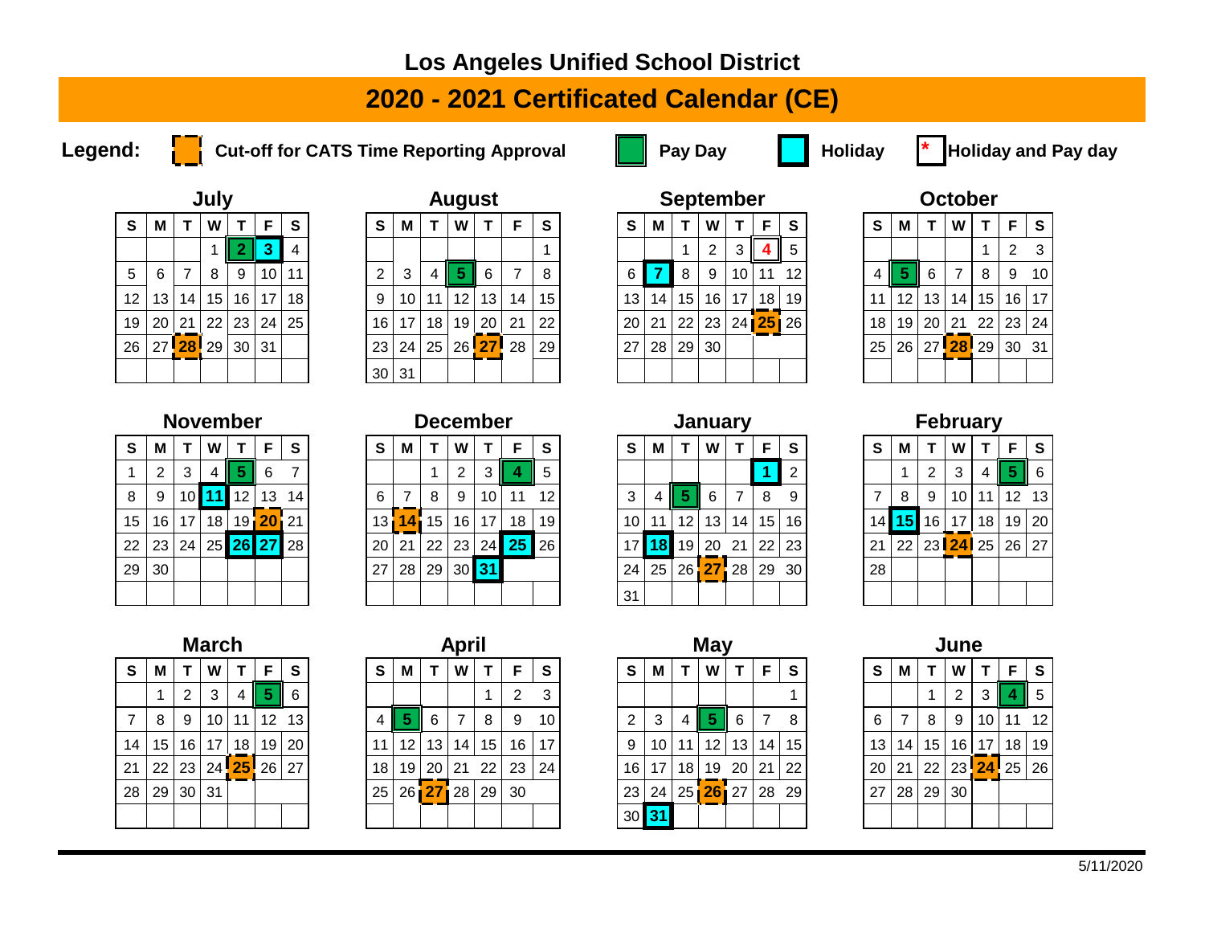# Los Angeles Unified School District

## 2020 - 2021 Certificated Calendar (CE)

**Legend:** Cut-off for CATS Time Reporting Approval | Pay Day | Holiday | * Holiday and Pay day

### July

| S | M | T | W | T | F | S |
|---|---|---|---|---|---|---|
| | | | 1 | 2 | 3 | 4 |
| 5 | 6 | 7 | 8 | 9 | 10 | 11 |
| 12 | 13 | 14 | 15 | 16 | 17 | 18 |
| 19 | 20 | 21 | 22 | 23 | 24 | 25 |
| 26 | 27 | 28 | 29 | 30 | 31 | |

### August

| S | M | T | W | T | F | S |
|---|---|---|---|---|---|---|
| | | | | | | 1 |
| 2 | 3 | 4 | 5 | 6 | 7 | 8 |
| 9 | 10 | 11 | 12 | 13 | 14 | 15 |
| 16 | 17 | 18 | 19 | 20 | 21 | 22 |
| 23 | 24 | 25 | 26 | 27 | 28 | 29 |
| 30 | 31 | | | | | |

### September

| S | M | T | W | T | F | S |
|---|---|---|---|---|---|---|
| | | 1 | 2 | 3 | 4* | 5 |
| 6 | 7 | 8 | 9 | 10 | 11 | 12 |
| 13 | 14 | 15 | 16 | 17 | 18 | 19 |
| 20 | 21 | 22 | 23 | 24 | 25 | 26 |
| 27 | 28 | 29 | 30 | | | |

### October

| S | M | T | W | T | F | S |
|---|---|---|---|---|---|---|
| | | | | 1 | 2 | 3 |
| 4 | 5 | 6 | 7 | 8 | 9 | 10 |
| 11 | 12 | 13 | 14 | 15 | 16 | 17 |
| 18 | 19 | 20 | 21 | 22 | 23 | 24 |
| 25 | 26 | 27 | 28 | 29 | 30 | 31 |

### November

| S | M | T | W | T | F | S |
|---|---|---|---|---|---|---|
| 1 | 2 | 3 | 4 | 5 | 6 | 7 |
| 8 | 9 | 10 | 11 | 12 | 13 | 14 |
| 15 | 16 | 17 | 18 | 19 | 20 | 21 |
| 22 | 23 | 24 | 25 | 26 | 27 | 28 |
| 29 | 30 | | | | | |

### December

| S | M | T | W | T | F | S |
|---|---|---|---|---|---|---|
| | | 1 | 2 | 3 | 4 | 5 |
| 6 | 7 | 8 | 9 | 10 | 11 | 12 |
| 13 | 14 | 15 | 16 | 17 | 18 | 19 |
| 20 | 21 | 22 | 23 | 24 | 25 | 26 |
| 27 | 28 | 29 | 30 | 31 | | |

### January

| S | M | T | W | T | F | S |
|---|---|---|---|---|---|---|
| | | | | | 1 | 2 |
| 3 | 4 | 5 | 6 | 7 | 8 | 9 |
| 10 | 11 | 12 | 13 | 14 | 15 | 16 |
| 17 | 18 | 19 | 20 | 21 | 22 | 23 |
| 24 | 25 | 26 | 27 | 28 | 29 | 30 |
| 31 | | | | | | |

### February

| S | M | T | W | T | F | S |
|---|---|---|---|---|---|---|
| | 1 | 2 | 3 | 4 | 5 | 6 |
| 7 | 8 | 9 | 10 | 11 | 12 | 13 |
| 14 | 15 | 16 | 17 | 18 | 19 | 20 |
| 21 | 22 | 23 | 24 | 25 | 26 | 27 |
| 28 | | | | | | |

### March

| S | M | T | W | T | F | S |
|---|---|---|---|---|---|---|
| | 1 | 2 | 3 | 4 | 5 | 6 |
| 7 | 8 | 9 | 10 | 11 | 12 | 13 |
| 14 | 15 | 16 | 17 | 18 | 19 | 20 |
| 21 | 22 | 23 | 24 | 25 | 26 | 27 |
| 28 | 29 | 30 | 31 | | | |

### April

| S | M | T | W | T | F | S |
|---|---|---|---|---|---|---|
| | | | | 1 | 2 | 3 |
| 4 | 5 | 6 | 7 | 8 | 9 | 10 |
| 11 | 12 | 13 | 14 | 15 | 16 | 17 |
| 18 | 19 | 20 | 21 | 22 | 23 | 24 |
| 25 | 26 | 27 | 28 | 29 | 30 | |

### May

| S | M | T | W | T | F | S |
|---|---|---|---|---|---|---|
| | | | | | | 1 |
| 2 | 3 | 4 | 5 | 6 | 7 | 8 |
| 9 | 10 | 11 | 12 | 13 | 14 | 15 |
| 16 | 17 | 18 | 19 | 20 | 21 | 22 |
| 23 | 24 | 25 | 26 | 27 | 28 | 29 |
| 30 | 31 | | | | | |

### June

| S | M | T | W | T | F | S |
|---|---|---|---|---|---|---|
| | | 1 | 2 | 3 | 4 | 5 |
| 6 | 7 | 8 | 9 | 10 | 11 | 12 |
| 13 | 14 | 15 | 16 | 17 | 18 | 19 |
| 20 | 21 | 22 | 23 | 24 | 25 | 26 |
| 27 | 28 | 29 | 30 | | | |

**Pay Days:** July 2; August 5; October 5; November 5; December 4; January 5; February 5; March 5; April 5; May 5; June 4

**Holidays:** July 3; September 7; November 11, 26, 27; December 25, 31; January 1, 18; February 15; May 31

**Holiday and Pay day:** September 4*

**Cut-off for CATS Time Reporting Approval:** July 28; August 27; September 25; October 28; November 20; December 14; January 27; February 24; March 25; April 27; May 26; June 24

5/11/2020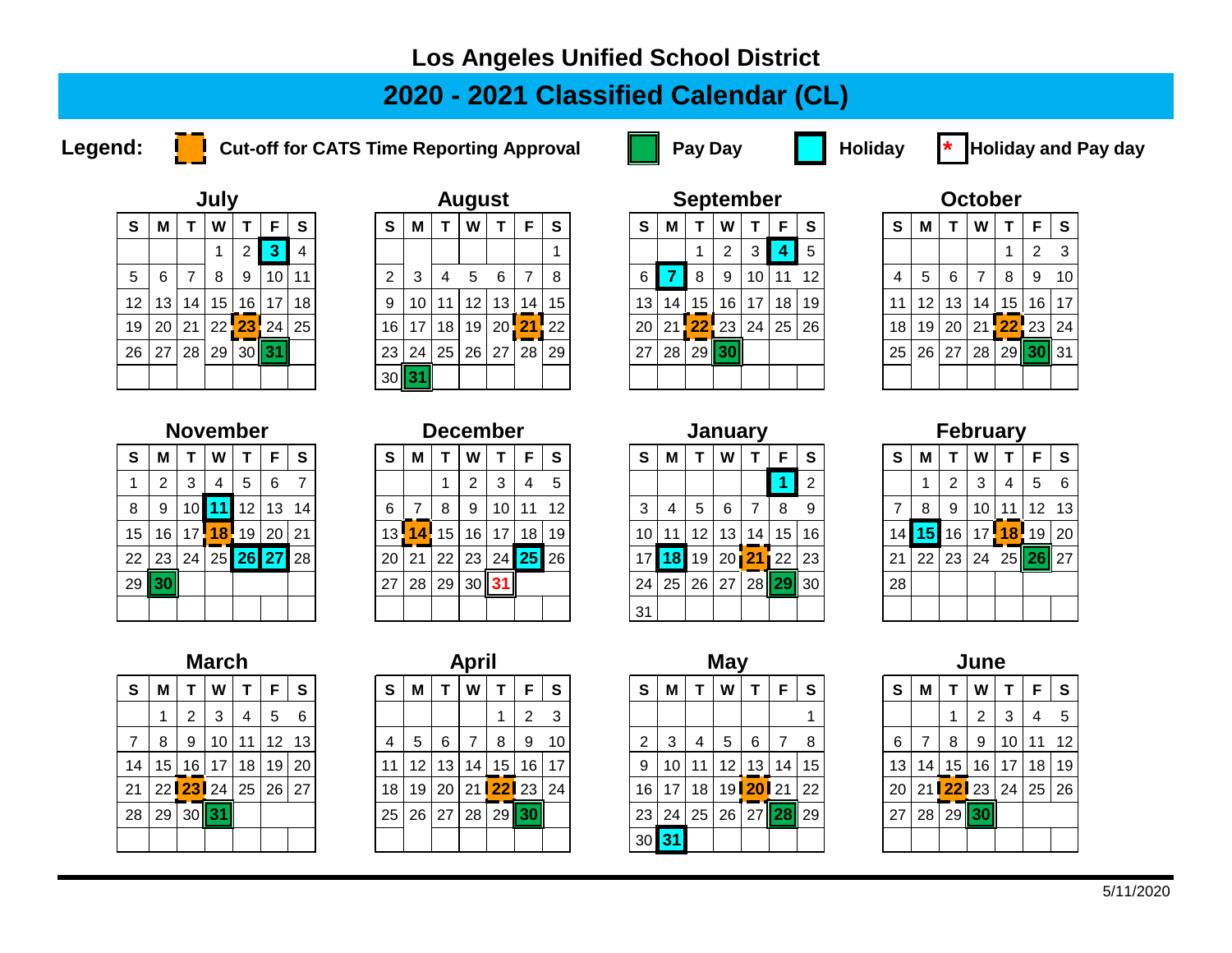# Los Angeles Unified School District

## 2020 - 2021 Classified Calendar (CL)

**Legend:** Cut-off for CATS Time Reporting Approval | Pay Day | Holiday | * Holiday and Pay day

### July

| S | M | T | W | T | F | S |
|---|---|---|---|---|---|---|
| | | | 1 | 2 | 3 | 4 |
| 5 | 6 | 7 | 8 | 9 | 10 | 11 |
| 12 | 13 | 14 | 15 | 16 | 17 | 18 |
| 19 | 20 | 21 | 22 | 23 | 24 | 25 |
| 26 | 27 | 28 | 29 | 30 | 31 | |

### August

| S | M | T | W | T | F | S |
|---|---|---|---|---|---|---|
| | | | | | | 1 |
| 2 | 3 | 4 | 5 | 6 | 7 | 8 |
| 9 | 10 | 11 | 12 | 13 | 14 | 15 |
| 16 | 17 | 18 | 19 | 20 | 21 | 22 |
| 23 | 24 | 25 | 26 | 27 | 28 | 29 |
| 30 | 31 | | | | | |

### September

| S | M | T | W | T | F | S |
|---|---|---|---|---|---|---|
| | | 1 | 2 | 3 | 4 | 5 |
| 6 | 7 | 8 | 9 | 10 | 11 | 12 |
| 13 | 14 | 15 | 16 | 17 | 18 | 19 |
| 20 | 21 | 22 | 23 | 24 | 25 | 26 |
| 27 | 28 | 29 | 30 | | | |

### October

| S | M | T | W | T | F | S |
|---|---|---|---|---|---|---|
| | | | | 1 | 2 | 3 |
| 4 | 5 | 6 | 7 | 8 | 9 | 10 |
| 11 | 12 | 13 | 14 | 15 | 16 | 17 |
| 18 | 19 | 20 | 21 | 22 | 23 | 24 |
| 25 | 26 | 27 | 28 | 29 | 30 | 31 |

### November

| S | M | T | W | T | F | S |
|---|---|---|---|---|---|---|
| 1 | 2 | 3 | 4 | 5 | 6 | 7 |
| 8 | 9 | 10 | 11 | 12 | 13 | 14 |
| 15 | 16 | 17 | 18 | 19 | 20 | 21 |
| 22 | 23 | 24 | 25 | 26 | 27 | 28 |
| 29 | 30 | | | | | |

### December

| S | M | T | W | T | F | S |
|---|---|---|---|---|---|---|
| | | 1 | 2 | 3 | 4 | 5 |
| 6 | 7 | 8 | 9 | 10 | 11 | 12 |
| 13 | 14 | 15 | 16 | 17 | 18 | 19 |
| 20 | 21 | 22 | 23 | 24 | 25 | 26 |
| 27 | 28 | 29 | 30 | 31* | | |

### January

| S | M | T | W | T | F | S |
|---|---|---|---|---|---|---|
| | | | | | 1 | 2 |
| 3 | 4 | 5 | 6 | 7 | 8 | 9 |
| 10 | 11 | 12 | 13 | 14 | 15 | 16 |
| 17 | 18 | 19 | 20 | 21 | 22 | 23 |
| 24 | 25 | 26 | 27 | 28 | 29 | 30 |
| 31 | | | | | | |

### February

| S | M | T | W | T | F | S |
|---|---|---|---|---|---|---|
| | 1 | 2 | 3 | 4 | 5 | 6 |
| 7 | 8 | 9 | 10 | 11 | 12 | 13 |
| 14 | 15 | 16 | 17 | 18 | 19 | 20 |
| 21 | 22 | 23 | 24 | 25 | 26 | 27 |
| 28 | | | | | | |

### March

| S | M | T | W | T | F | S |
|---|---|---|---|---|---|---|
| | 1 | 2 | 3 | 4 | 5 | 6 |
| 7 | 8 | 9 | 10 | 11 | 12 | 13 |
| 14 | 15 | 16 | 17 | 18 | 19 | 20 |
| 21 | 22 | 23 | 24 | 25 | 26 | 27 |
| 28 | 29 | 30 | 31 | | | |

### April

| S | M | T | W | T | F | S |
|---|---|---|---|---|---|---|
| | | | | 1 | 2 | 3 |
| 4 | 5 | 6 | 7 | 8 | 9 | 10 |
| 11 | 12 | 13 | 14 | 15 | 16 | 17 |
| 18 | 19 | 20 | 21 | 22 | 23 | 24 |
| 25 | 26 | 27 | 28 | 29 | 30 | |

### May

| S | M | T | W | T | F | S |
|---|---|---|---|---|---|---|
| | | | | | | 1 |
| 2 | 3 | 4 | 5 | 6 | 7 | 8 |
| 9 | 10 | 11 | 12 | 13 | 14 | 15 |
| 16 | 17 | 18 | 19 | 20 | 21 | 22 |
| 23 | 24 | 25 | 26 | 27 | 28 | 29 |
| 30 | 31 | | | | | |

### June

| S | M | T | W | T | F | S |
|---|---|---|---|---|---|---|
| | | 1 | 2 | 3 | 4 | 5 |
| 6 | 7 | 8 | 9 | 10 | 11 | 12 |
| 13 | 14 | 15 | 16 | 17 | 18 | 19 |
| 20 | 21 | 22 | 23 | 24 | 25 | 26 |
| 27 | 28 | 29 | 30 | | | |

**Cut-off for CATS Time Reporting Approval:** July 23, August 21, September 22, October 22, November 18, December 14, January 21, February 18, March 23, April 22, May 20, June 22

**Pay Day:** July 31, August 31, September 30, October 30, November 30, January 29, February 26, March 31, April 30, May 28, June 30

**Holiday:** July 3, September 4, September 7, November 11, November 26, November 27, December 25, January 1, January 18, February 15, May 31

**Holiday and Pay day:** December 31

5/11/2020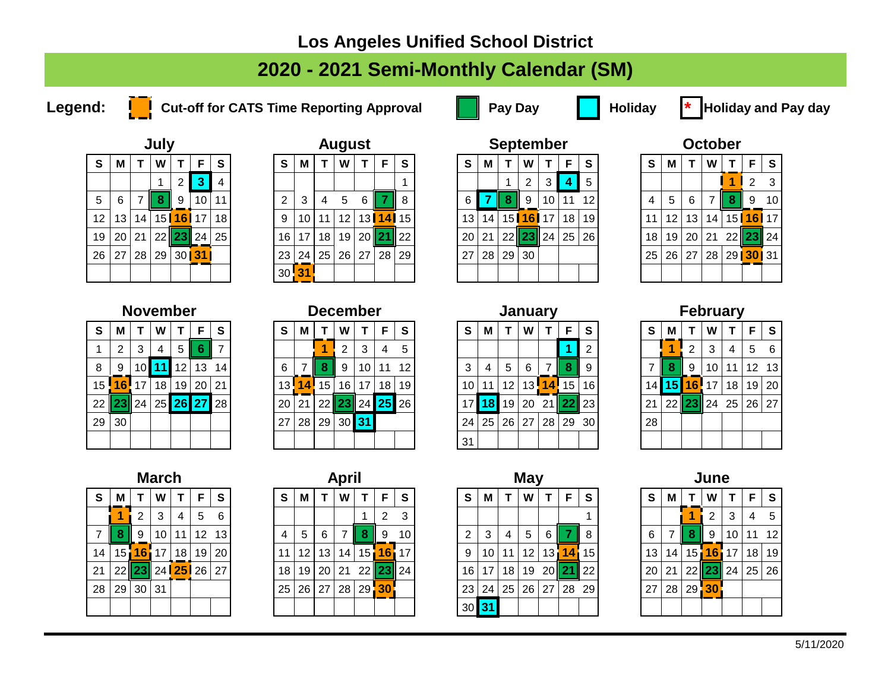# Los Angeles Unified School District

## 2020 - 2021 Semi-Monthly Calendar (SM)

**Legend:** Cut-off for CATS Time Reporting Approval | Pay Day | Holiday | * Holiday and Pay day

### July

| S | M | T | W | T | F | S |
|---|---|---|---|---|---|---|
| | | | 1 | 2 | 3 | 4 |
| 5 | 6 | 7 | 8 | 9 | 10 | 11 |
| 12 | 13 | 14 | 15 | 16 | 17 | 18 |
| 19 | 20 | 21 | 22 | 23 | 24 | 25 |
| 26 | 27 | 28 | 29 | 30 | 31 | |

### August

| S | M | T | W | T | F | S |
|---|---|---|---|---|---|---|
| | | | | | | 1 |
| 2 | 3 | 4 | 5 | 6 | 7 | 8 |
| 9 | 10 | 11 | 12 | 13 | 14 | 15 |
| 16 | 17 | 18 | 19 | 20 | 21 | 22 |
| 23 | 24 | 25 | 26 | 27 | 28 | 29 |
| 30 | 31 | | | | | |

### September

| S | M | T | W | T | F | S |
|---|---|---|---|---|---|---|
| | | 1 | 2 | 3 | 4 | 5 |
| 6 | 7 | 8 | 9 | 10 | 11 | 12 |
| 13 | 14 | 15 | 16 | 17 | 18 | 19 |
| 20 | 21 | 22 | 23 | 24 | 25 | 26 |
| 27 | 28 | 29 | 30 | | | |

### October

| S | M | T | W | T | F | S |
|---|---|---|---|---|---|---|
| | | | | 1 | 2 | 3 |
| 4 | 5 | 6 | 7 | 8 | 9 | 10 |
| 11 | 12 | 13 | 14 | 15 | 16 | 17 |
| 18 | 19 | 20 | 21 | 22 | 23 | 24 |
| 25 | 26 | 27 | 28 | 29 | 30 | 31 |

### November

| S | M | T | W | T | F | S |
|---|---|---|---|---|---|---|
| 1 | 2 | 3 | 4 | 5 | 6 | 7 |
| 8 | 9 | 10 | 11 | 12 | 13 | 14 |
| 15 | 16 | 17 | 18 | 19 | 20 | 21 |
| 22 | 23 | 24 | 25 | 26 | 27 | 28 |
| 29 | 30 | | | | | |

### December

| S | M | T | W | T | F | S |
|---|---|---|---|---|---|---|
| | | 1 | 2 | 3 | 4 | 5 |
| 6 | 7 | 8 | 9 | 10 | 11 | 12 |
| 13 | 14 | 15 | 16 | 17 | 18 | 19 |
| 20 | 21 | 22 | 23 | 24 | 25 | 26 |
| 27 | 28 | 29 | 30 | 31 | | |

### January

| S | M | T | W | T | F | S |
|---|---|---|---|---|---|---|
| | | | | | 1 | 2 |
| 3 | 4 | 5 | 6 | 7 | 8 | 9 |
| 10 | 11 | 12 | 13 | 14 | 15 | 16 |
| 17 | 18 | 19 | 20 | 21 | 22 | 23 |
| 24 | 25 | 26 | 27 | 28 | 29 | 30 |
| 31 | | | | | | |

### February

| S | M | T | W | T | F | S |
|---|---|---|---|---|---|---|
| | 1 | 2 | 3 | 4 | 5 | 6 |
| 7 | 8 | 9 | 10 | 11 | 12 | 13 |
| 14 | 15 | 16 | 17 | 18 | 19 | 20 |
| 21 | 22 | 23 | 24 | 25 | 26 | 27 |
| 28 | | | | | | |

### March

| S | M | T | W | T | F | S |
|---|---|---|---|---|---|---|
| | 1 | 2 | 3 | 4 | 5 | 6 |
| 7 | 8 | 9 | 10 | 11 | 12 | 13 |
| 14 | 15 | 16 | 17 | 18 | 19 | 20 |
| 21 | 22 | 23 | 24 | 25 | 26 | 27 |
| 28 | 29 | 30 | 31 | | | |

### April

| S | M | T | W | T | F | S |
|---|---|---|---|---|---|---|
| | | | | 1 | 2 | 3 |
| 4 | 5 | 6 | 7 | 8 | 9 | 10 |
| 11 | 12 | 13 | 14 | 15 | 16 | 17 |
| 18 | 19 | 20 | 21 | 22 | 23 | 24 |
| 25 | 26 | 27 | 28 | 29 | 30 | |

### May

| S | M | T | W | T | F | S |
|---|---|---|---|---|---|---|
| | | | | | | 1 |
| 2 | 3 | 4 | 5 | 6 | 7 | 8 |
| 9 | 10 | 11 | 12 | 13 | 14 | 15 |
| 16 | 17 | 18 | 19 | 20 | 21 | 22 |
| 23 | 24 | 25 | 26 | 27 | 28 | 29 |
| 30 | 31 | | | | | |

### June

| S | M | T | W | T | F | S |
|---|---|---|---|---|---|---|
| | | 1 | 2 | 3 | 4 | 5 |
| 6 | 7 | 8 | 9 | 10 | 11 | 12 |
| 13 | 14 | 15 | 16 | 17 | 18 | 19 |
| 20 | 21 | 22 | 23 | 24 | 25 | 26 |
| 27 | 28 | 29 | 30 | | | |

5/11/2020